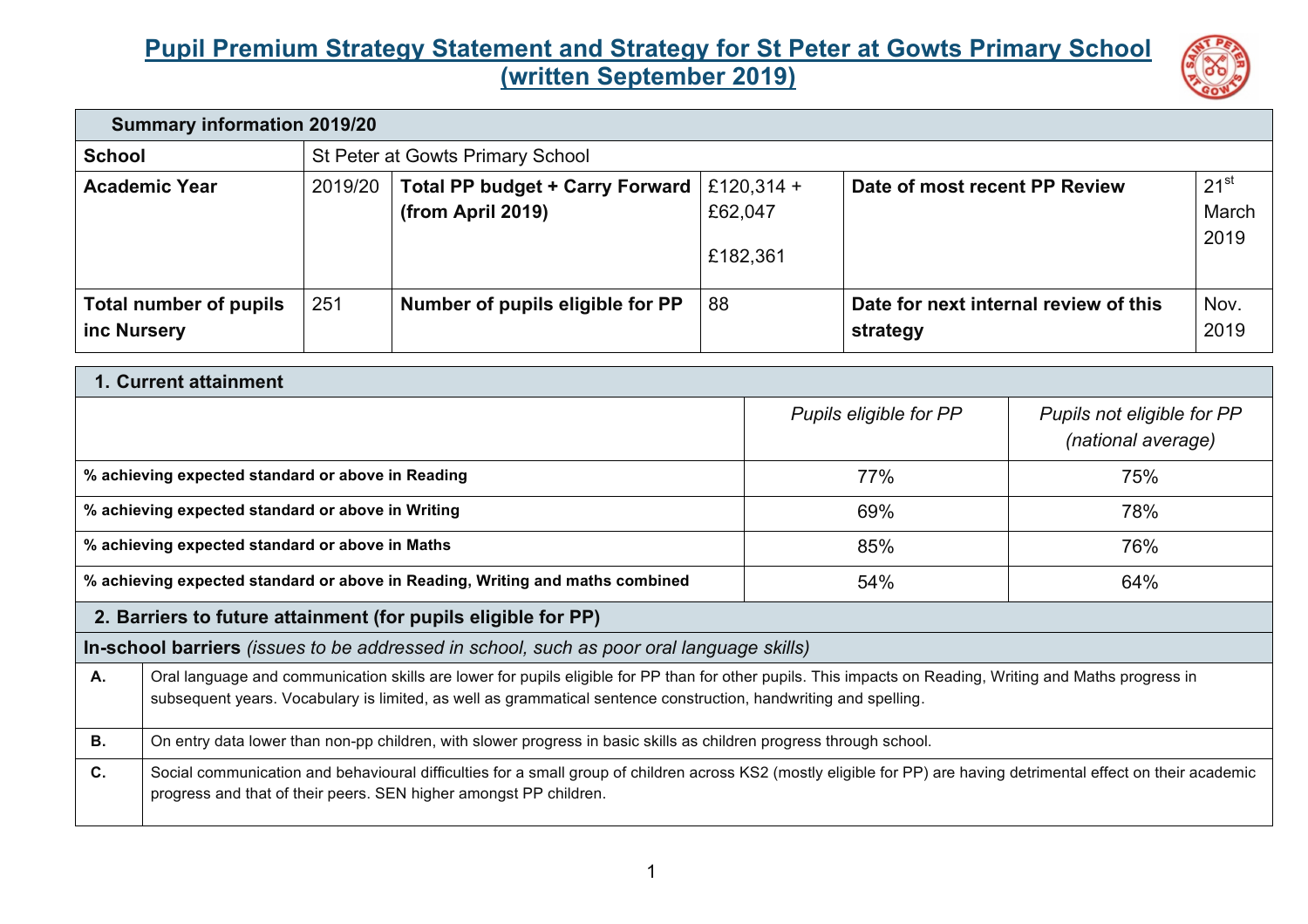# Pupil Premium Strategy Statement and Strategy for St Peter at Gowts Primary School (written September 2019)

| Summary information 2019/20 | | | | | |
|---|---|---|---|---|---|
| **School** | St Peter at Gowts Primary School | | | | |
| **Academic Year** | 2019/20 | **Total PP budget + Carry Forward (from April 2019)** | £120,314 + £62,047<br><br>£182,361 | **Date of most recent PP Review** | 21st March 2019 |
| **Total number of pupils inc Nursery** | 251 | **Number of pupils eligible for PP** | 88 | **Date for next internal review of this strategy** | Nov. 2019 |

| 1. Current attainment | | |
|---|---|---|
| | *Pupils eligible for PP* | *Pupils not eligible for PP (national average)* |
| **% achieving expected standard or above in Reading** | 77% | 75% |
| **% achieving expected standard or above in Writing** | 69% | 78% |
| **% achieving expected standard or above in Maths** | 85% | 76% |
| **% achieving expected standard or above in Reading, Writing and maths combined** | 54% | 64% |

## 2. Barriers to future attainment (for pupils eligible for PP)

| **In-school barriers** *(issues to be addressed in school, such as poor oral language skills)* | |
|---|---|
| **A.** | Oral language and communication skills are lower for pupils eligible for PP than for other pupils. This impacts on Reading, Writing and Maths progress in subsequent years. Vocabulary is limited, as well as grammatical sentence construction, handwriting and spelling. |
| **B.** | On entry data lower than non-pp children, with slower progress in basic skills as children progress through school. |
| **C.** | Social communication and behavioural difficulties for a small group of children across KS2 (mostly eligible for PP) are having detrimental effect on their academic progress and that of their peers. SEN higher amongst PP children. |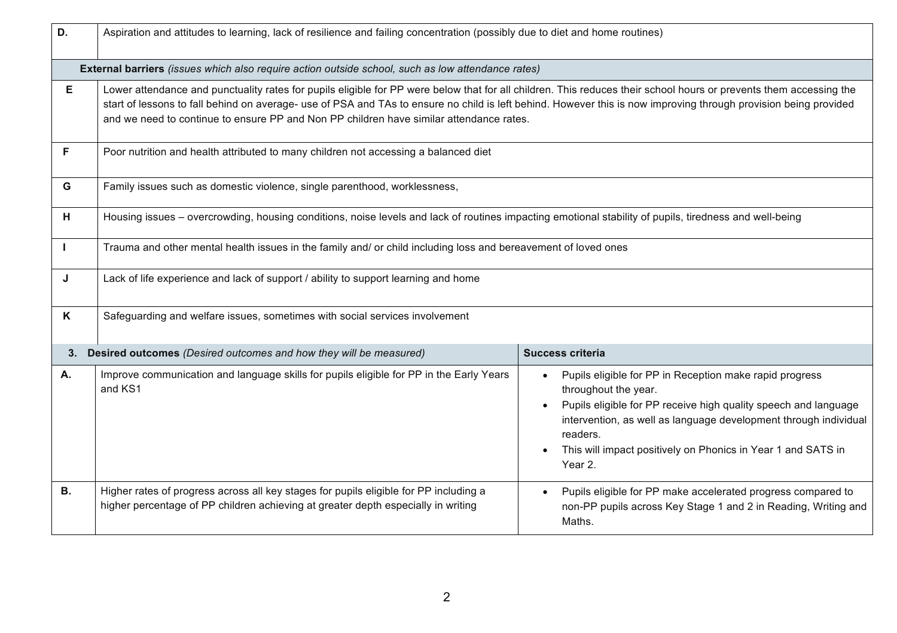| | |
|---|---|
| **D.** | Aspiration and attitudes to learning, lack of resilience and failing concentration (possibly due to diet and home routines) |
| | **External barriers** *(issues which also require action outside school, such as low attendance rates)* |
| **E** | Lower attendance and punctuality rates for pupils eligible for PP were below that for all children. This reduces their school hours or prevents them accessing the start of lessons to fall behind on average- use of PSA and TAs to ensure no child is left behind. However this is now improving through provision being provided and we need to continue to ensure PP and Non PP children have similar attendance rates. |
| **F** | Poor nutrition and health attributed to many children not accessing a balanced diet |
| **G** | Family issues such as domestic violence, single parenthood, worklessness, |
| **H** | Housing issues – overcrowding, housing conditions, noise levels and lack of routines impacting emotional stability of pupils, tiredness and well-being |
| **I** | Trauma and other mental health issues in the family and/ or child including loss and bereavement of loved ones |
| **J** | Lack of life experience and lack of support / ability to support learning and home |
| **K** | Safeguarding and welfare issues, sometimes with social services involvement |

| **3.** | **Desired outcomes** *(Desired outcomes and how they will be measured)* | **Success criteria** |
|---|---|---|
| **A.** | Improve communication and language skills for pupils eligible for PP in the Early Years and KS1 | • Pupils eligible for PP in Reception make rapid progress throughout the year.<br>• Pupils eligible for PP receive high quality speech and language intervention, as well as language development through individual readers.<br>• This will impact positively on Phonics in Year 1 and SATS in Year 2. |
| **B.** | Higher rates of progress across all key stages for pupils eligible for PP including a higher percentage of PP children achieving at greater depth especially in writing | • Pupils eligible for PP make accelerated progress compared to non-PP pupils across Key Stage 1 and 2 in Reading, Writing and Maths. |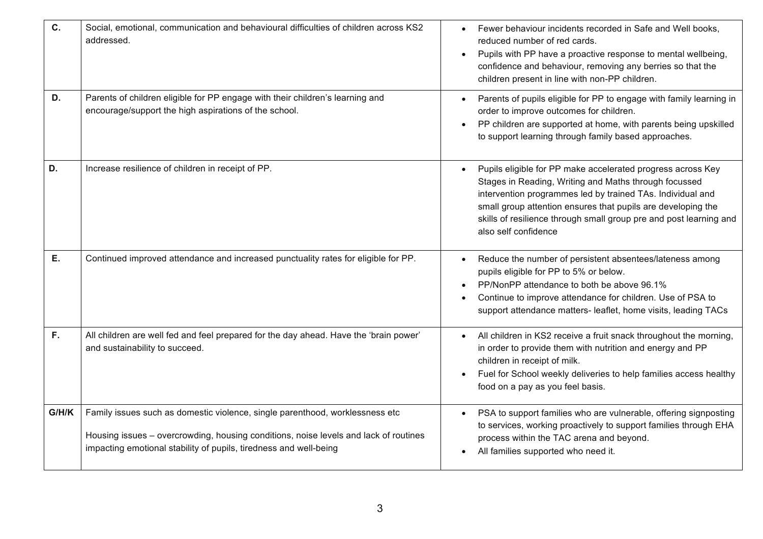| | | |
|---|---|---|
| **C.** | Social, emotional, communication and behavioural difficulties of children across KS2 addressed. | • Fewer behaviour incidents recorded in Safe and Well books, reduced number of red cards.<br>• Pupils with PP have a proactive response to mental wellbeing, confidence and behaviour, removing any berries so that the children present in line with non-PP children. |
| **D.** | Parents of children eligible for PP engage with their children's learning and encourage/support the high aspirations of the school. | • Parents of pupils eligible for PP to engage with family learning in order to improve outcomes for children.<br>• PP children are supported at home, with parents being upskilled to support learning through family based approaches. |
| **D.** | Increase resilience of children in receipt of PP. | • Pupils eligible for PP make accelerated progress across Key Stages in Reading, Writing and Maths through focussed intervention programmes led by trained TAs. Individual and small group attention ensures that pupils are developing the skills of resilience through small group pre and post learning and also self confidence |
| **E.** | Continued improved attendance and increased punctuality rates for eligible for PP. | • Reduce the number of persistent absentees/lateness among pupils eligible for PP to 5% or below.<br>• PP/NonPP attendance to both be above 96.1%<br>• Continue to improve attendance for children. Use of PSA to support attendance matters- leaflet, home visits, leading TACs |
| **F.** | All children are well fed and feel prepared for the day ahead. Have the 'brain power' and sustainability to succeed. | • All children in KS2 receive a fruit snack throughout the morning, in order to provide them with nutrition and energy and PP children in receipt of milk.<br>• Fuel for School weekly deliveries to help families access healthy food on a pay as you feel basis. |
| **G/H/K** | Family issues such as domestic violence, single parenthood, worklessness etc<br><br>Housing issues – overcrowding, housing conditions, noise levels and lack of routines impacting emotional stability of pupils, tiredness and well-being | • PSA to support families who are vulnerable, offering signposting to services, working proactively to support families through EHA process within the TAC arena and beyond.<br>• All families supported who need it. |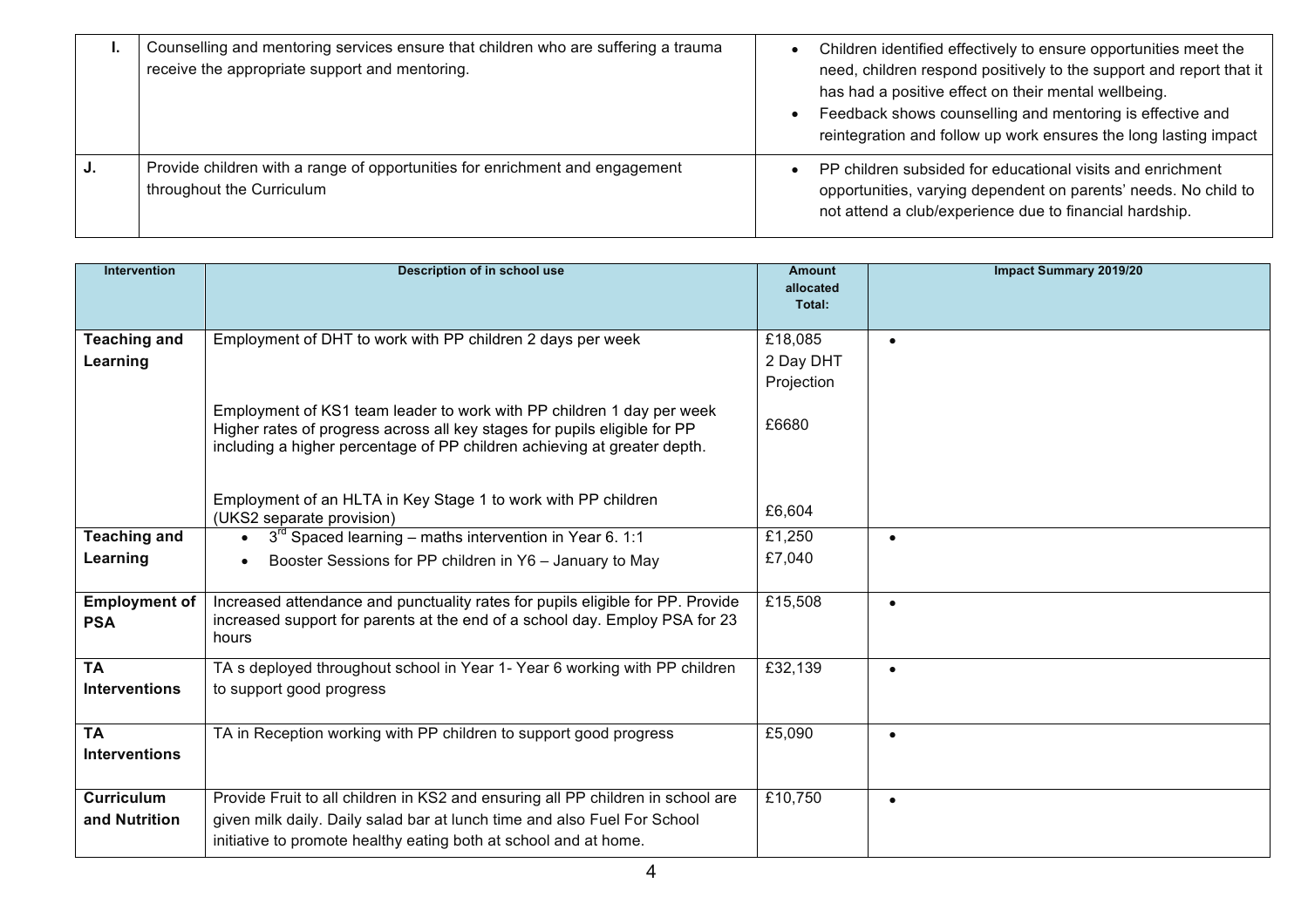| | | |
|---|---|---|
| **I.** | Counselling and mentoring services ensure that children who are suffering a trauma receive the appropriate support and mentoring. | • Children identified effectively to ensure opportunities meet the need, children respond positively to the support and report that it has had a positive effect on their mental wellbeing.<br>• Feedback shows counselling and mentoring is effective and reintegration and follow up work ensures the long lasting impact |
| **J.** | Provide children with a range of opportunities for enrichment and engagement throughout the Curriculum | • PP children subsided for educational visits and enrichment opportunities, varying dependent on parents' needs. No child to not attend a club/experience due to financial hardship. |

| Intervention | Description of in school use | Amount allocated Total: | Impact Summary 2019/20 |
|---|---|---|---|
| **Teaching and Learning** | Employment of DHT to work with PP children 2 days per week<br><br>Employment of KS1 team leader to work with PP children 1 day per week Higher rates of progress across all key stages for pupils eligible for PP including a higher percentage of PP children achieving at greater depth.<br><br>Employment of an HLTA in Key Stage 1 to work with PP children (UKS2 separate provision) | £18,085 2 Day DHT Projection<br><br>£6680<br><br>£6,604 | • |
| **Teaching and Learning** | • 3rd Spaced learning – maths intervention in Year 6. 1:1<br>• Booster Sessions for PP children in Y6 – January to May | £1,250<br>£7,040 | • |
| **Employment of PSA** | Increased attendance and punctuality rates for pupils eligible for PP. Provide increased support for parents at the end of a school day. Employ PSA for 23 hours | £15,508 | • |
| **TA Interventions** | TA s deployed throughout school in Year 1- Year 6 working with PP children to support good progress | £32,139 | • |
| **TA Interventions** | TA in Reception working with PP children to support good progress | £5,090 | • |
| **Curriculum and Nutrition** | Provide Fruit to all children in KS2 and ensuring all PP children in school are given milk daily. Daily salad bar at lunch time and also Fuel For School initiative to promote healthy eating both at school and at home. | £10,750 | • |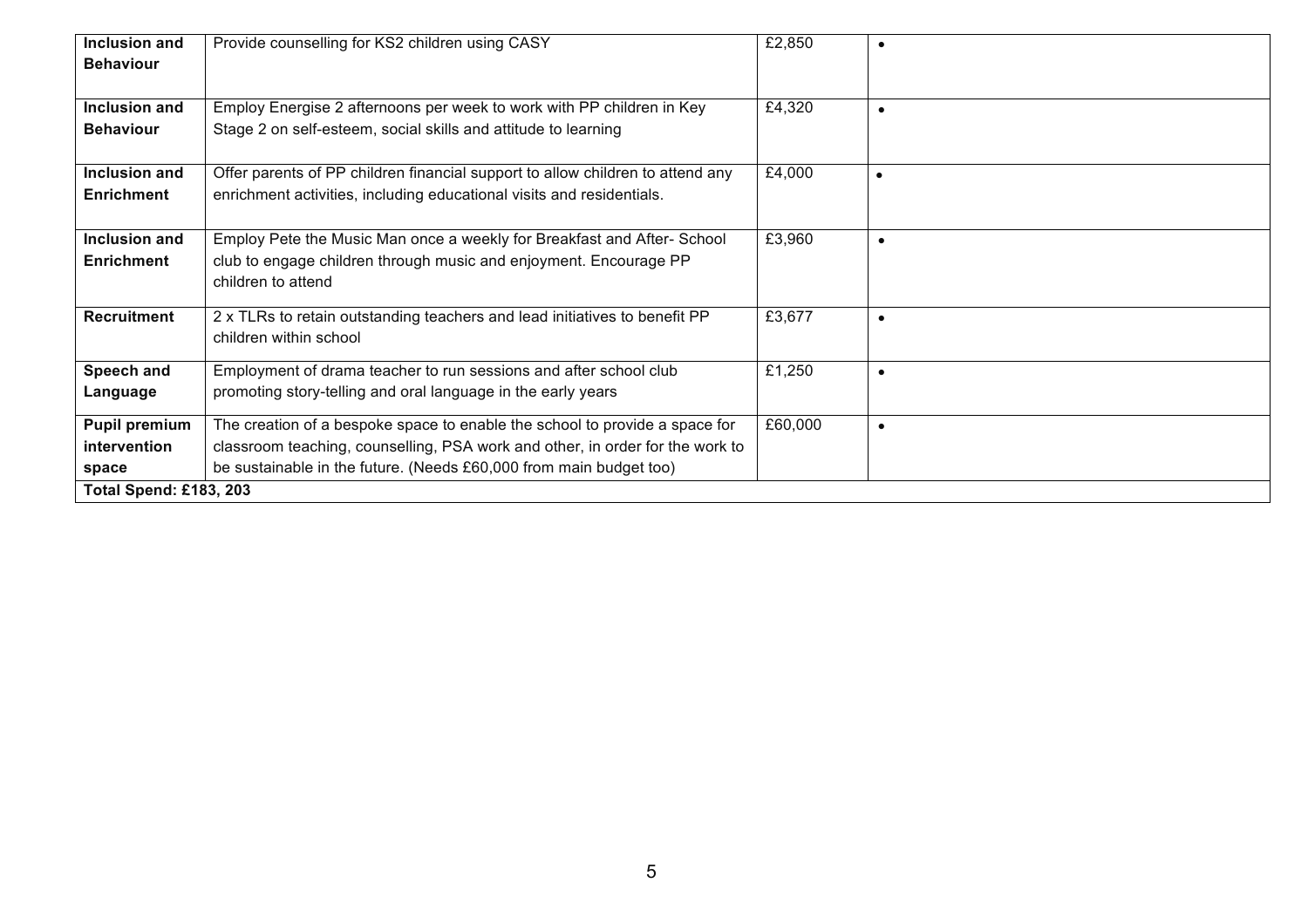| | | | |
|---|---|---|---|
| **Inclusion and Behaviour** | Provide counselling for KS2 children using CASY | £2,850 | • |
| **Inclusion and Behaviour** | Employ Energise 2 afternoons per week to work with PP children in Key Stage 2 on self-esteem, social skills and attitude to learning | £4,320 | • |
| **Inclusion and Enrichment** | Offer parents of PP children financial support to allow children to attend any enrichment activities, including educational visits and residentials. | £4,000 | • |
| **Inclusion and Enrichment** | Employ Pete the Music Man once a weekly for Breakfast and After- School club to engage children through music and enjoyment. Encourage PP children to attend | £3,960 | • |
| **Recruitment** | 2 x TLRs to retain outstanding teachers and lead initiatives to benefit PP children within school | £3,677 | • |
| **Speech and Language** | Employment of drama teacher to run sessions and after school club promoting story-telling and oral language in the early years | £1,250 | • |
| **Pupil premium intervention space** | The creation of a bespoke space to enable the school to provide a space for classroom teaching, counselling, PSA work and other, in order for the work to be sustainable in the future. (Needs £60,000 from main budget too) | £60,000 | • |
| **Total Spend: £183, 203** | | | |